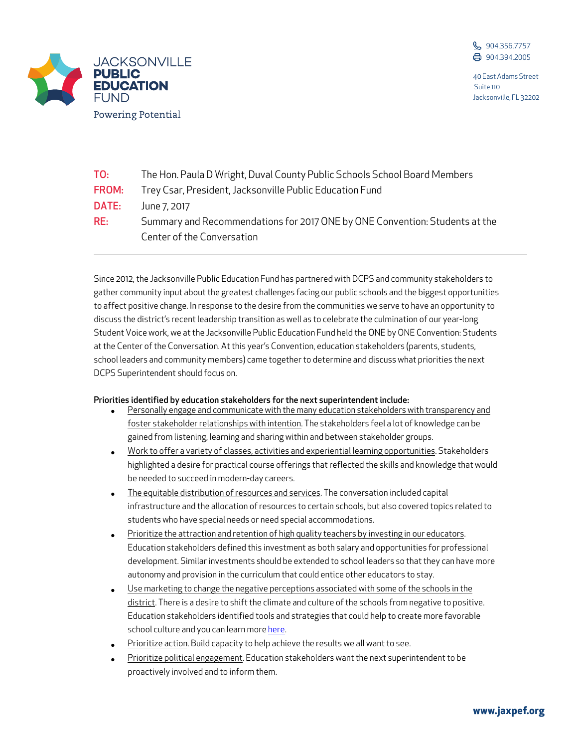JACKSONVILLE **PUBLIC EDUCATION** FUND

Powering Potential

904.356.7757
904.394.2005

40 East Adams Street
Suite 110
Jacksonville, FL 32202

**TO:** The Hon. Paula D Wright, Duval County Public Schools School Board Members
**FROM:** Trey Csar, President, Jacksonville Public Education Fund
**DATE:** June 7, 2017
**RE:** Summary and Recommendations for 2017 ONE by ONE Convention: Students at the Center of the Conversation

---

Since 2012, the Jacksonville Public Education Fund has partnered with DCPS and community stakeholders to gather community input about the greatest challenges facing our public schools and the biggest opportunities to affect positive change. In response to the desire from the communities we serve to have an opportunity to discuss the district's recent leadership transition as well as to celebrate the culmination of our year-long Student Voice work, we at the Jacksonville Public Education Fund held the ONE by ONE Convention: Students at the Center of the Conversation. At this year's Convention, education stakeholders (parents, students, school leaders and community members) came together to determine and discuss what priorities the next DCPS Superintendent should focus on.

**Priorities identified by education stakeholders for the next superintendent include:**

- Personally engage and communicate with the many education stakeholders with transparency and foster stakeholder relationships with intention. The stakeholders feel a lot of knowledge can be gained from listening, learning and sharing within and between stakeholder groups.
- Work to offer a variety of classes, activities and experiential learning opportunities. Stakeholders highlighted a desire for practical course offerings that reflected the skills and knowledge that would be needed to succeed in modern-day careers.
- The equitable distribution of resources and services. The conversation included capital infrastructure and the allocation of resources to certain schools, but also covered topics related to students who have special needs or need special accommodations.
- Prioritize the attraction and retention of high quality teachers by investing in our educators. Education stakeholders defined this investment as both salary and opportunities for professional development. Similar investments should be extended to school leaders so that they can have more autonomy and provision in the curriculum that could entice other educators to stay.
- Use marketing to change the negative perceptions associated with some of the schools in the district. There is a desire to shift the climate and culture of the schools from negative to positive. Education stakeholders identified tools and strategies that could help to create more favorable school culture and you can learn more here.
- Prioritize action. Build capacity to help achieve the results we all want to see.
- Prioritize political engagement. Education stakeholders want the next superintendent to be proactively involved and to inform them.

www.jaxpef.org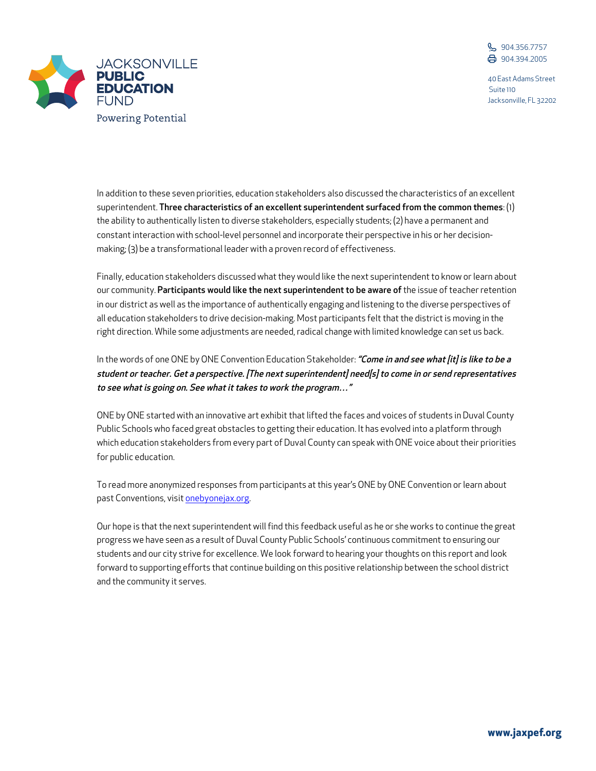In addition to these seven priorities, education stakeholders also discussed the characteristics of an excellent superintendent. **Three characteristics of an excellent superintendent surfaced from the common themes**: (1) the ability to authentically listen to diverse stakeholders, especially students; (2) have a permanent and constant interaction with school-level personnel and incorporate their perspective in his or her decision-making; (3) be a transformational leader with a proven record of effectiveness.

Finally, education stakeholders discussed what they would like the next superintendent to know or learn about our community. **Participants would like the next superintendent to be aware of** the issue of teacher retention in our district as well as the importance of authentically engaging and listening to the diverse perspectives of all education stakeholders to drive decision-making. Most participants felt that the district is moving in the right direction. While some adjustments are needed, radical change with limited knowledge can set us back.

In the words of one ONE by ONE Convention Education Stakeholder: ***"Come in and see what [it] is like to be a student or teacher. Get a perspective. [The next superintendent] need[s] to come in or send representatives to see what is going on. See what it takes to work the program…"***

ONE by ONE started with an innovative art exhibit that lifted the faces and voices of students in Duval County Public Schools who faced great obstacles to getting their education. It has evolved into a platform through which education stakeholders from every part of Duval County can speak with ONE voice about their priorities for public education.

To read more anonymized responses from participants at this year's ONE by ONE Convention or learn about past Conventions, visit onebyonejax.org.

Our hope is that the next superintendent will find this feedback useful as he or she works to continue the great progress we have seen as a result of Duval County Public Schools' continuous commitment to ensuring our students and our city strive for excellence. We look forward to hearing your thoughts on this report and look forward to supporting efforts that continue building on this positive relationship between the school district and the community it serves.